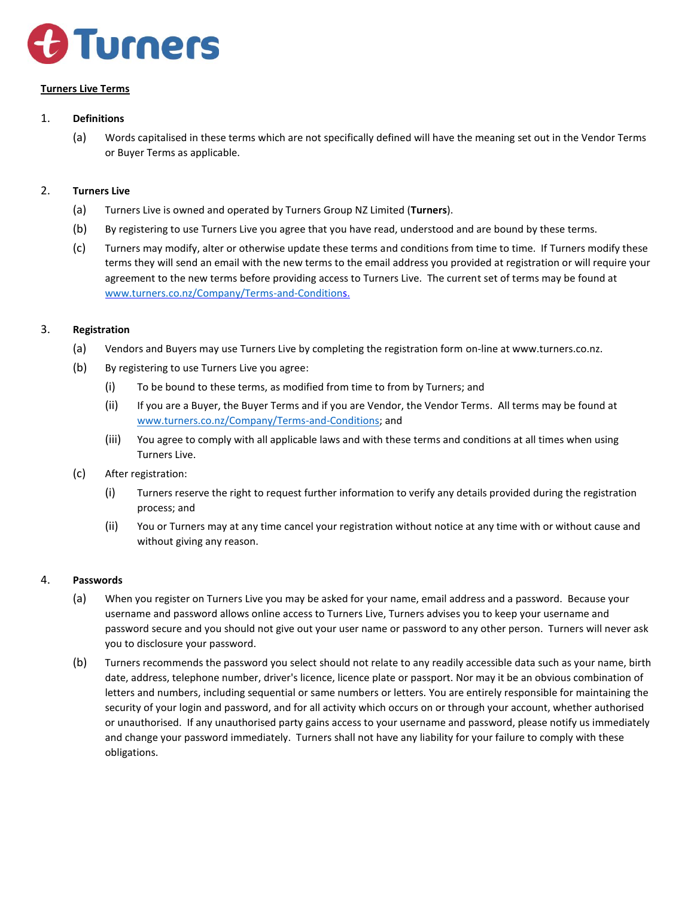Turners

**Turners Live Terms**

1. **Definitions**

   (a) Words capitalised in these terms which are not specifically defined will have the meaning set out in the Vendor Terms or Buyer Terms as applicable.

2. **Turners Live**

   (a) Turners Live is owned and operated by Turners Group NZ Limited (**Turners**).

   (b) By registering to use Turners Live you agree that you have read, understood and are bound by these terms.

   (c) Turners may modify, alter or otherwise update these terms and conditions from time to time. If Turners modify these terms they will send an email with the new terms to the email address you provided at registration or will require your agreement to the new terms before providing access to Turners Live. The current set of terms may be found at www.turners.co.nz/Company/Terms-and-Conditions.

3. **Registration**

   (a) Vendors and Buyers may use Turners Live by completing the registration form on-line at www.turners.co.nz.

   (b) By registering to use Turners Live you agree:

      (i) To be bound to these terms, as modified from time to from by Turners; and

      (ii) If you are a Buyer, the Buyer Terms and if you are Vendor, the Vendor Terms. All terms may be found at www.turners.co.nz/Company/Terms-and-Conditions; and

      (iii) You agree to comply with all applicable laws and with these terms and conditions at all times when using Turners Live.

   (c) After registration:

      (i) Turners reserve the right to request further information to verify any details provided during the registration process; and

      (ii) You or Turners may at any time cancel your registration without notice at any time with or without cause and without giving any reason.

4. **Passwords**

   (a) When you register on Turners Live you may be asked for your name, email address and a password. Because your username and password allows online access to Turners Live, Turners advises you to keep your username and password secure and you should not give out your user name or password to any other person. Turners will never ask you to disclose your password.

   (b) Turners recommends the password you select should not relate to any readily accessible data such as your name, birth date, address, telephone number, driver's licence, licence plate or passport. Nor may it be an obvious combination of letters and numbers, including sequential or same numbers or letters. You are entirely responsible for maintaining the security of your login and password, and for all activity which occurs on or through your account, whether authorised or unauthorised. If any unauthorised party gains access to your username and password, please notify us immediately and change your password immediately. Turners shall not have any liability for your failure to comply with these obligations.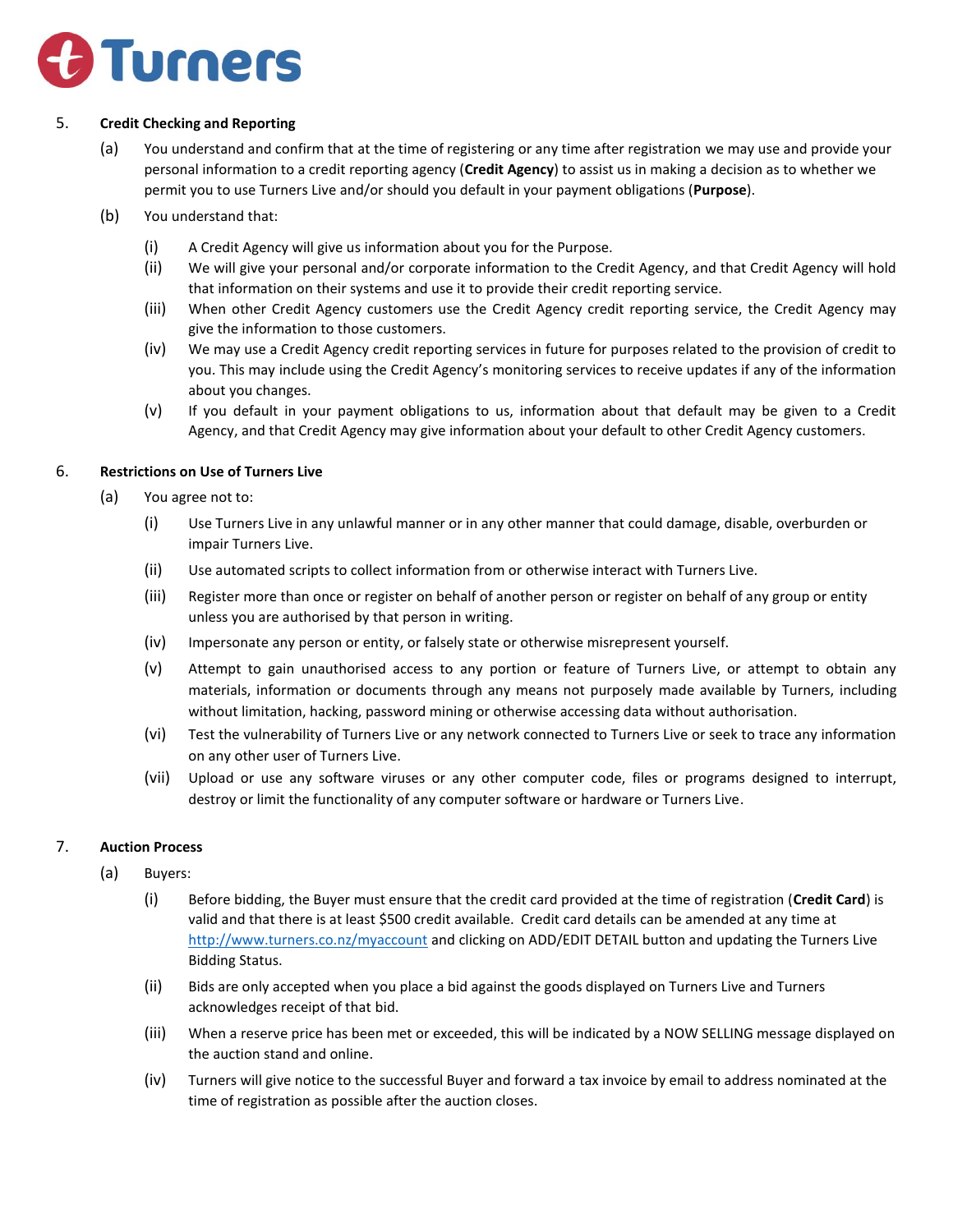5. **Credit Checking and Reporting**

   (a) You understand and confirm that at the time of registering or any time after registration we may use and provide your personal information to a credit reporting agency (**Credit Agency**) to assist us in making a decision as to whether we permit you to use Turners Live and/or should you default in your payment obligations (**Purpose**).

   (b) You understand that:

      (i) A Credit Agency will give us information about you for the Purpose.

      (ii) We will give your personal and/or corporate information to the Credit Agency, and that Credit Agency will hold that information on their systems and use it to provide their credit reporting service.

      (iii) When other Credit Agency customers use the Credit Agency credit reporting service, the Credit Agency may give the information to those customers.

      (iv) We may use a Credit Agency credit reporting services in future for purposes related to the provision of credit to you. This may include using the Credit Agency's monitoring services to receive updates if any of the information about you changes.

      (v) If you default in your payment obligations to us, information about that default may be given to a Credit Agency, and that Credit Agency may give information about your default to other Credit Agency customers.

6. **Restrictions on Use of Turners Live**

   (a) You agree not to:

      (i) Use Turners Live in any unlawful manner or in any other manner that could damage, disable, overburden or impair Turners Live.

      (ii) Use automated scripts to collect information from or otherwise interact with Turners Live.

      (iii) Register more than once or register on behalf of another person or register on behalf of any group or entity unless you are authorised by that person in writing.

      (iv) Impersonate any person or entity, or falsely state or otherwise misrepresent yourself.

      (v) Attempt to gain unauthorised access to any portion or feature of Turners Live, or attempt to obtain any materials, information or documents through any means not purposely made available by Turners, including without limitation, hacking, password mining or otherwise accessing data without authorisation.

      (vi) Test the vulnerability of Turners Live or any network connected to Turners Live or seek to trace any information on any other user of Turners Live.

      (vii) Upload or use any software viruses or any other computer code, files or programs designed to interrupt, destroy or limit the functionality of any computer software or hardware or Turners Live.

7. **Auction Process**

   (a) Buyers:

      (i) Before bidding, the Buyer must ensure that the credit card provided at the time of registration (**Credit Card**) is valid and that there is at least $500 credit available. Credit card details can be amended at any time at http://www.turners.co.nz/myaccount and clicking on ADD/EDIT DETAIL button and updating the Turners Live Bidding Status.

      (ii) Bids are only accepted when you place a bid against the goods displayed on Turners Live and Turners acknowledges receipt of that bid.

      (iii) When a reserve price has been met or exceeded, this will be indicated by a NOW SELLING message displayed on the auction stand and online.

      (iv) Turners will give notice to the successful Buyer and forward a tax invoice by email to address nominated at the time of registration as possible after the auction closes.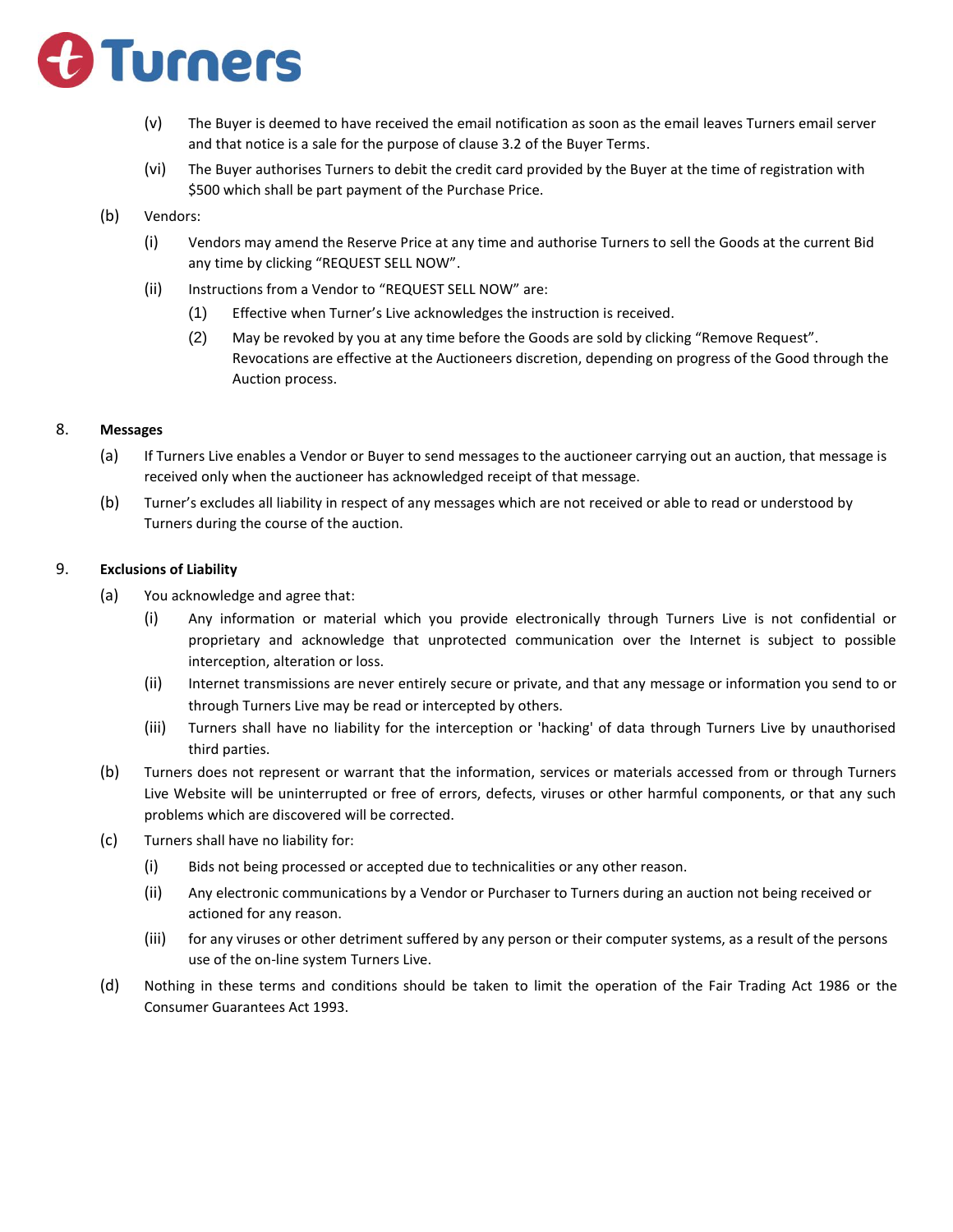(v) The Buyer is deemed to have received the email notification as soon as the email leaves Turners email server and that notice is a sale for the purpose of clause 3.2 of the Buyer Terms.

(vi) The Buyer authorises Turners to debit the credit card provided by the Buyer at the time of registration with $500 which shall be part payment of the Purchase Price.

(b) Vendors:

(i) Vendors may amend the Reserve Price at any time and authorise Turners to sell the Goods at the current Bid any time by clicking "REQUEST SELL NOW".

(ii) Instructions from a Vendor to "REQUEST SELL NOW" are:

(1) Effective when Turner's Live acknowledges the instruction is received.

(2) May be revoked by you at any time before the Goods are sold by clicking "Remove Request". Revocations are effective at the Auctioneers discretion, depending on progress of the Good through the Auction process.

8. **Messages**

(a) If Turners Live enables a Vendor or Buyer to send messages to the auctioneer carrying out an auction, that message is received only when the auctioneer has acknowledged receipt of that message.

(b) Turner's excludes all liability in respect of any messages which are not received or able to read or understood by Turners during the course of the auction.

9. **Exclusions of Liability**

(a) You acknowledge and agree that:

(i) Any information or material which you provide electronically through Turners Live is not confidential or proprietary and acknowledge that unprotected communication over the Internet is subject to possible interception, alteration or loss.

(ii) Internet transmissions are never entirely secure or private, and that any message or information you send to or through Turners Live may be read or intercepted by others.

(iii) Turners shall have no liability for the interception or 'hacking' of data through Turners Live by unauthorised third parties.

(b) Turners does not represent or warrant that the information, services or materials accessed from or through Turners Live Website will be uninterrupted or free of errors, defects, viruses or other harmful components, or that any such problems which are discovered will be corrected.

(c) Turners shall have no liability for:

(i) Bids not being processed or accepted due to technicalities or any other reason.

(ii) Any electronic communications by a Vendor or Purchaser to Turners during an auction not being received or actioned for any reason.

(iii) for any viruses or other detriment suffered by any person or their computer systems, as a result of the persons use of the on-line system Turners Live.

(d) Nothing in these terms and conditions should be taken to limit the operation of the Fair Trading Act 1986 or the Consumer Guarantees Act 1993.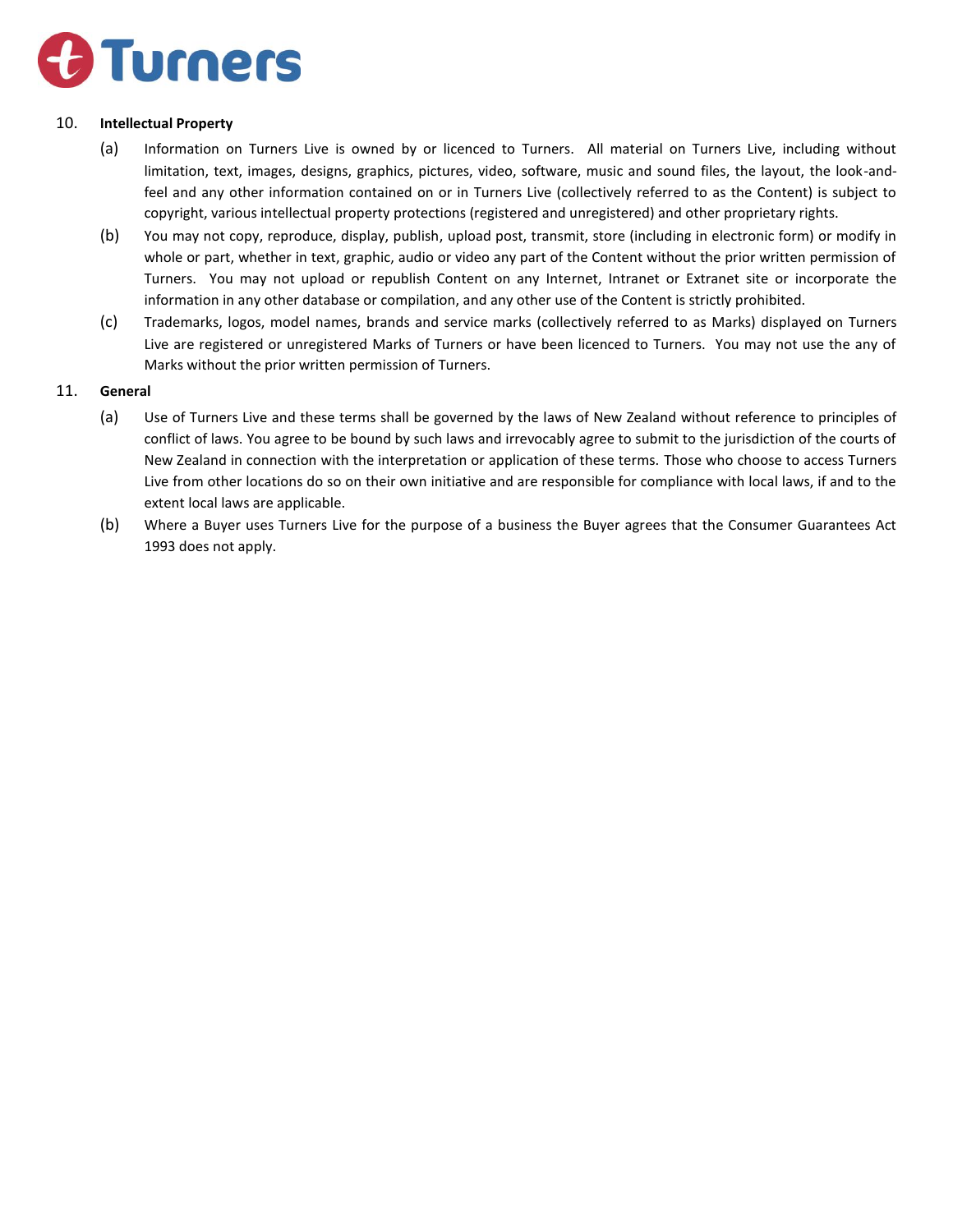10. **Intellectual Property**

(a) Information on Turners Live is owned by or licenced to Turners. All material on Turners Live, including without limitation, text, images, designs, graphics, pictures, video, software, music and sound files, the layout, the look-and-feel and any other information contained on or in Turners Live (collectively referred to as the Content) is subject to copyright, various intellectual property protections (registered and unregistered) and other proprietary rights.

(b) You may not copy, reproduce, display, publish, upload post, transmit, store (including in electronic form) or modify in whole or part, whether in text, graphic, audio or video any part of the Content without the prior written permission of Turners. You may not upload or republish Content on any Internet, Intranet or Extranet site or incorporate the information in any other database or compilation, and any other use of the Content is strictly prohibited.

(c) Trademarks, logos, model names, brands and service marks (collectively referred to as Marks) displayed on Turners Live are registered or unregistered Marks of Turners or have been licenced to Turners. You may not use the any of Marks without the prior written permission of Turners.

11. **General**

(a) Use of Turners Live and these terms shall be governed by the laws of New Zealand without reference to principles of conflict of laws. You agree to be bound by such laws and irrevocably agree to submit to the jurisdiction of the courts of New Zealand in connection with the interpretation or application of these terms. Those who choose to access Turners Live from other locations do so on their own initiative and are responsible for compliance with local laws, if and to the extent local laws are applicable.

(b) Where a Buyer uses Turners Live for the purpose of a business the Buyer agrees that the Consumer Guarantees Act 1993 does not apply.